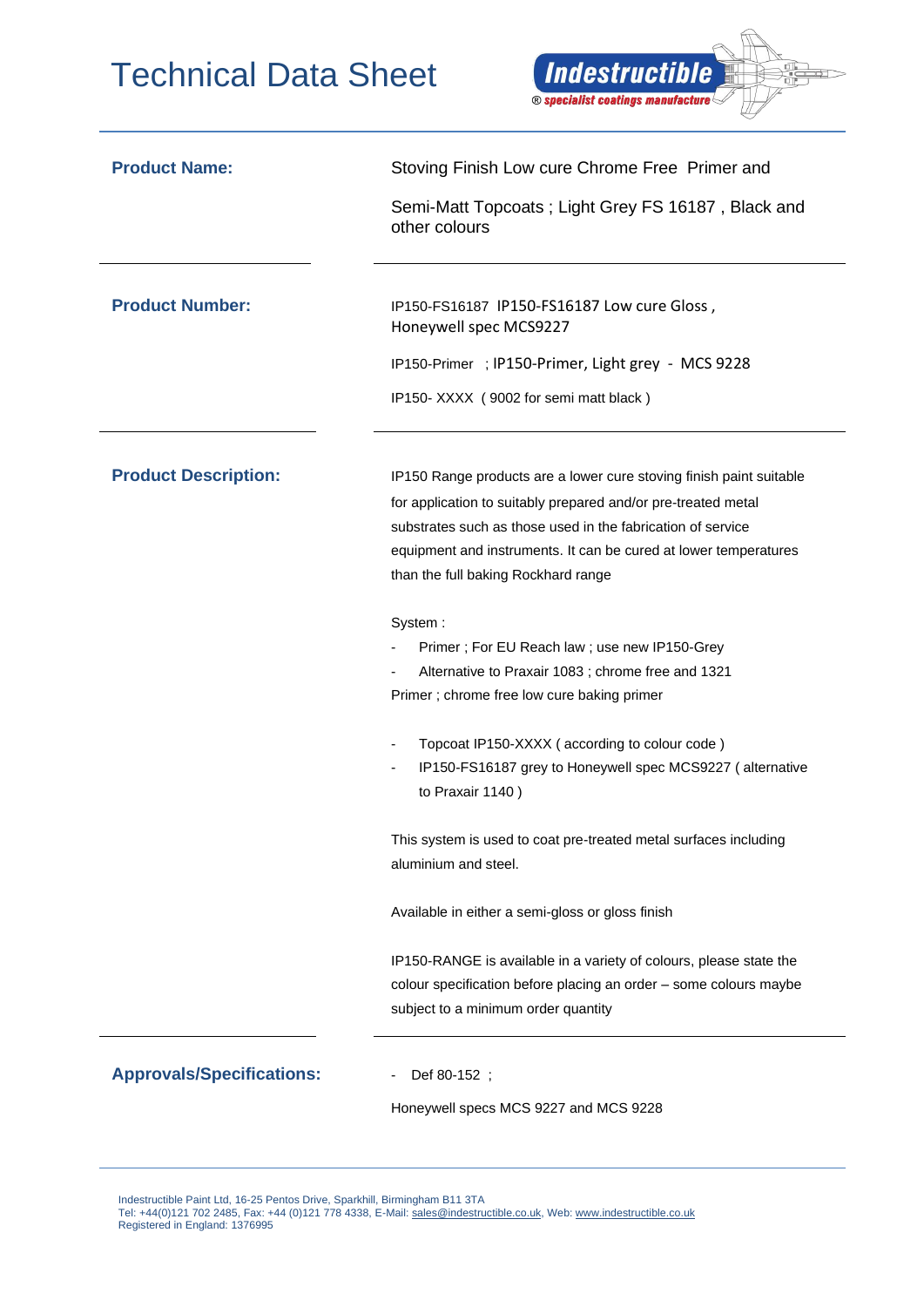# Technical Data Sheet

**Indestructible**
® specialist coatings manufacture

| | |
|---|---|
| **Product Name:** | Stoving Finish Low cure Chrome Free Primer and<br><br>Semi-Matt Topcoats ; Light Grey FS 16187 , Black and other colours |
| **Product Number:** | IP150-FS16187 IP150-FS16187 Low cure Gloss , Honeywell spec MCS9227<br><br>IP150-Primer ; IP150-Primer, Light grey - MCS 9228<br><br>IP150- XXXX ( 9002 for semi matt black ) |

## Product Description:

IP150 Range products are a lower cure stoving finish paint suitable for application to suitably prepared and/or pre-treated metal substrates such as those used in the fabrication of service equipment and instruments. It can be cured at lower temperatures than the full baking Rockhard range

System :

- Primer ; For EU Reach law ; use new IP150-Grey
- Alternative to Praxair 1083 ; chrome free and 1321

Primer ; chrome free low cure baking primer

- Topcoat IP150-XXXX ( according to colour code )
- IP150-FS16187 grey to Honeywell spec MCS9227 ( alternative to Praxair 1140 )

This system is used to coat pre-treated metal surfaces including aluminium and steel.

Available in either a semi-gloss or gloss finish

IP150-RANGE is available in a variety of colours, please state the colour specification before placing an order – some colours maybe subject to a minimum order quantity

## Approvals/Specifications:

- Def 80-152 ;

Honeywell specs MCS 9227 and MCS 9228

Indestructible Paint Ltd, 16-25 Pentos Drive, Sparkhill, Birmingham B11 3TA
Tel: +44(0)121 702 2485, Fax: +44 (0)121 778 4338, E-Mail: sales@indestructible.co.uk, Web: www.indestructible.co.uk
Registered in England: 1376995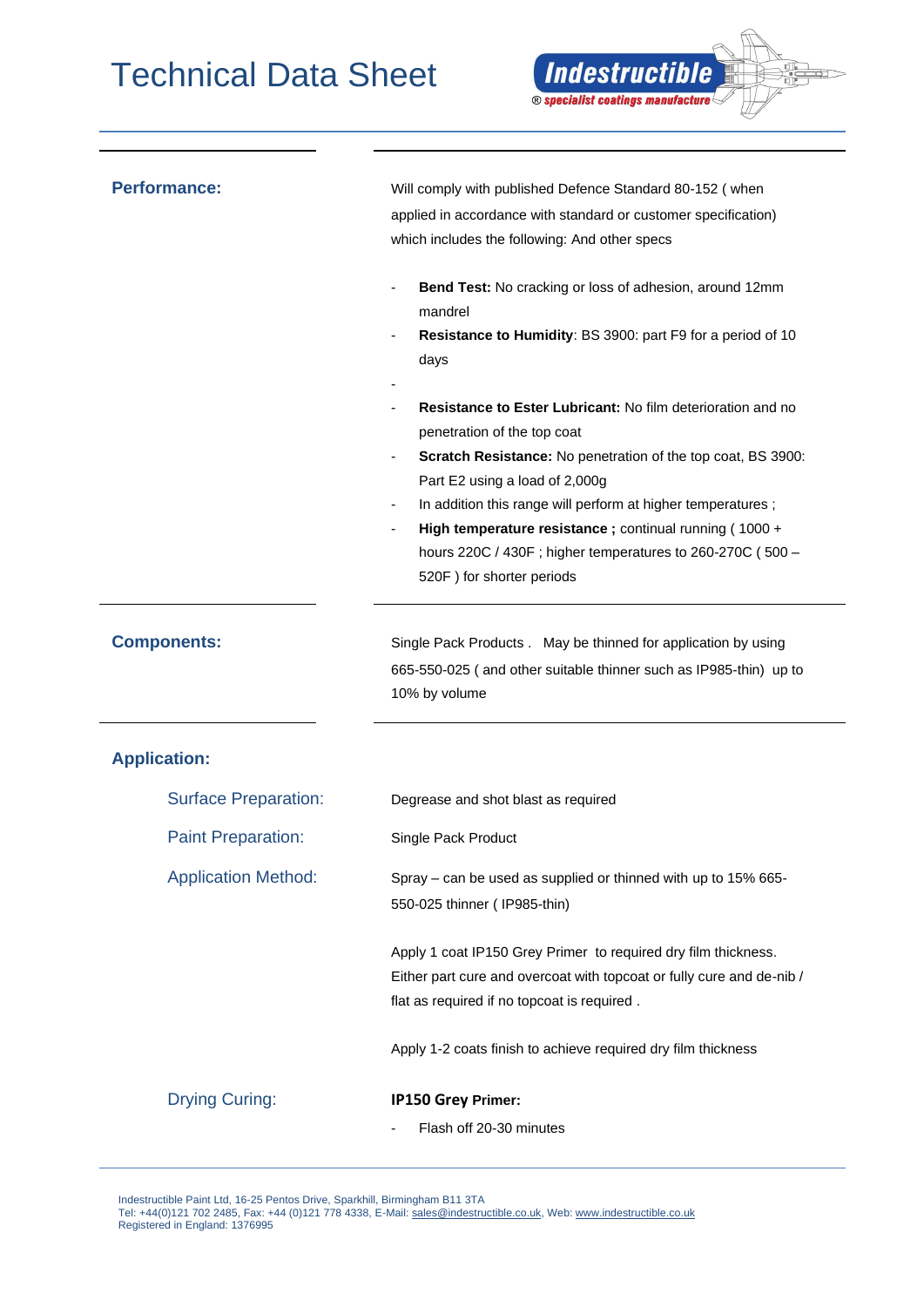## Performance:

Will comply with published Defence Standard 80-152 ( when applied in accordance with standard or customer specification) which includes the following: And other specs

- **Bend Test:** No cracking or loss of adhesion, around 12mm mandrel
- **Resistance to Humidity**: BS 3900: part F9 for a period of 10 days
- 
- **Resistance to Ester Lubricant:** No film deterioration and no penetration of the top coat
- **Scratch Resistance:** No penetration of the top coat, BS 3900: Part E2 using a load of 2,000g
- In addition this range will perform at higher temperatures ;
- **High temperature resistance ;** continual running ( 1000 + hours 220C / 430F ; higher temperatures to 260-270C ( 500 – 520F ) for shorter periods

## Components:

Single Pack Products . May be thinned for application by using 665-550-025 ( and other suitable thinner such as IP985-thin) up to 10% by volume

## Application:

### Surface Preparation:

Degrease and shot blast as required

### Paint Preparation:

Single Pack Product

### Application Method:

Spray – can be used as supplied or thinned with up to 15% 665-550-025 thinner ( IP985-thin)

Apply 1 coat IP150 Grey Primer to required dry film thickness. Either part cure and overcoat with topcoat or fully cure and de-nib / flat as required if no topcoat is required .

Apply 1-2 coats finish to achieve required dry film thickness

### Drying Curing:

**IP150 Grey Primer:**

- Flash off 20-30 minutes

Indestructible Paint Ltd, 16-25 Pentos Drive, Sparkhill, Birmingham B11 3TA
Tel: +44(0)121 702 2485, Fax: +44 (0)121 778 4338, E-Mail: sales@indestructible.co.uk, Web: www.indestructible.co.uk
Registered in England: 1376995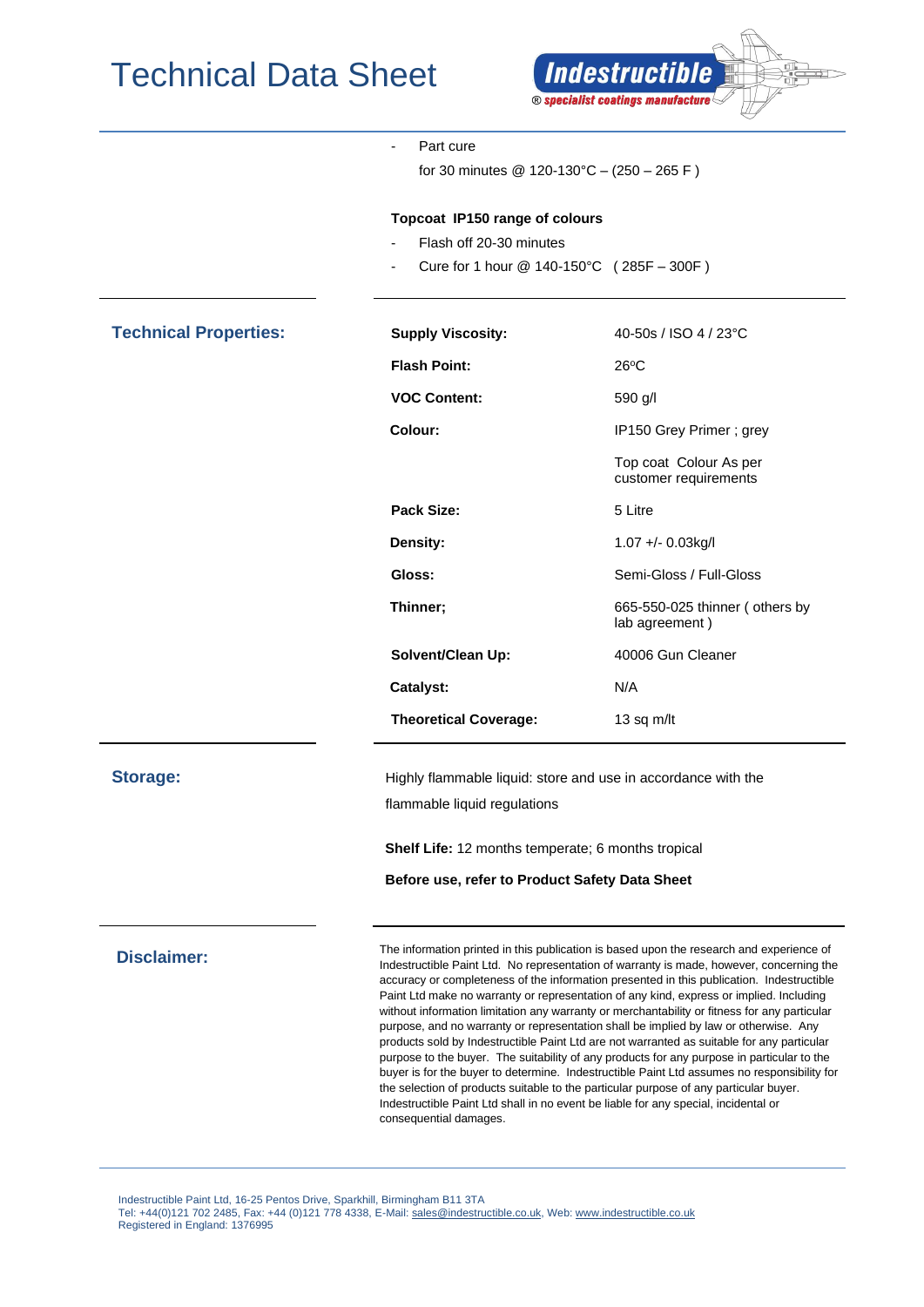- Part cure

  for 30 minutes @ 120-130°C – (250 – 265 F )

**Topcoat IP150 range of colours**

- Flash off 20-30 minutes
- Cure for 1 hour @ 140-150°C ( 285F – 300F )

## Technical Properties:

| | |
|---|---|
| **Supply Viscosity:** | 40-50s / ISO 4 / 23°C |
| **Flash Point:** | 26ºC |
| **VOC Content:** | 590 g/l |
| **Colour:** | IP150 Grey Primer ; grey |
| | Top coat Colour As per customer requirements |
| **Pack Size:** | 5 Litre |
| **Density:** | 1.07 +/- 0.03kg/l |
| **Gloss:** | Semi-Gloss / Full-Gloss |
| **Thinner;** | 665-550-025 thinner ( others by lab agreement ) |
| **Solvent/Clean Up:** | 40006 Gun Cleaner |
| **Catalyst:** | N/A |
| **Theoretical Coverage:** | 13 sq m/lt |

## Storage:

Highly flammable liquid: store and use in accordance with the flammable liquid regulations

**Shelf Life:** 12 months temperate; 6 months tropical

**Before use, refer to Product Safety Data Sheet**

## Disclaimer:

The information printed in this publication is based upon the research and experience of Indestructible Paint Ltd. No representation of warranty is made, however, concerning the accuracy or completeness of the information presented in this publication. Indestructible Paint Ltd make no warranty or representation of any kind, express or implied. Including without information limitation any warranty or merchantability or fitness for any particular purpose, and no warranty or representation shall be implied by law or otherwise. Any products sold by Indestructible Paint Ltd are not warranted as suitable for any particular purpose to the buyer. The suitability of any products for any purpose in particular to the buyer is for the buyer to determine. Indestructible Paint Ltd assumes no responsibility for the selection of products suitable to the particular purpose of any particular buyer. Indestructible Paint Ltd shall in no event be liable for any special, incidental or consequential damages.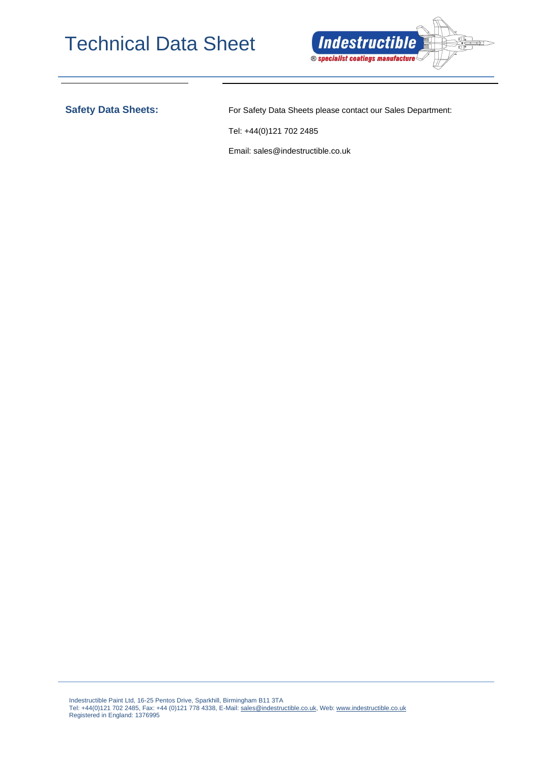**Safety Data Sheets:**

For Safety Data Sheets please contact our Sales Department:

Tel: +44(0)121 702 2485

Email: sales@indestructible.co.uk